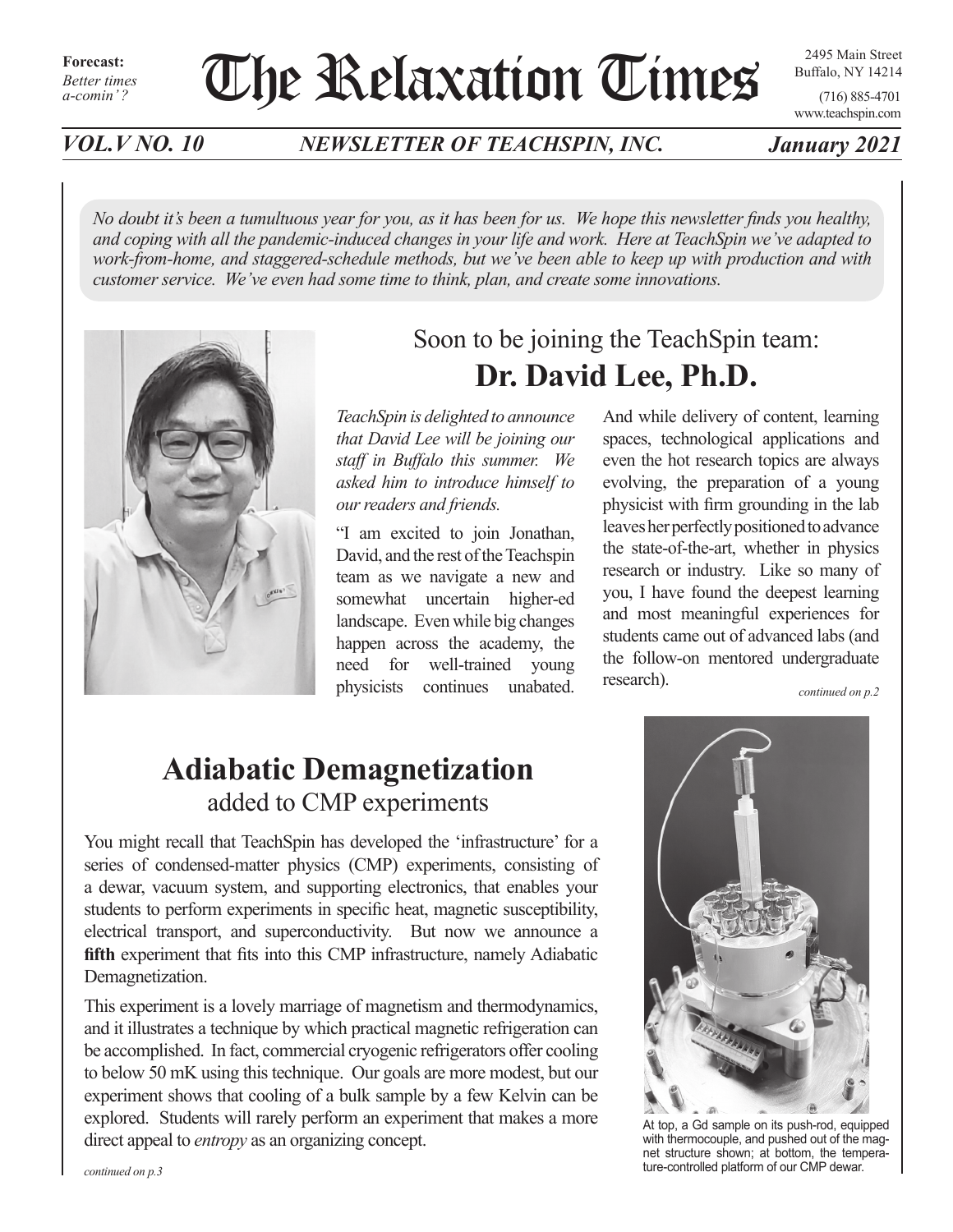**Forecast:**
*Better times a-comin'?*

# The Relaxation Times

2495 Main Street
Buffalo, NY 14214
(716) 885-4701
www.teachspin.com

*VOL.V NO. 10* *NEWSLETTER OF TEACHSPIN, INC.* *January 2021*

*No doubt it's been a tumultuous year for you, as it has been for us. We hope this newsletter finds you healthy, and coping with all the pandemic-induced changes in your life and work. Here at TeachSpin we've adapted to work-from-home, and staggered-schedule methods, but we've been able to keep up with production and with customer service. We've even had some time to think, plan, and create some innovations.*

## Soon to be joining the TeachSpin team: Dr. David Lee, Ph.D.

*TeachSpin is delighted to announce that David Lee will be joining our staff in Buffalo this summer. We asked him to introduce himself to our readers and friends.*

"I am excited to join Jonathan, David, and the rest of the Teachspin team as we navigate a new and somewhat uncertain higher-ed landscape. Even while big changes happen across the academy, the need for well-trained young physicists continues unabated. And while delivery of content, learning spaces, technological applications and even the hot research topics are always evolving, the preparation of a young physicist with firm grounding in the lab leaves her perfectly positioned to advance the state-of-the-art, whether in physics research or industry. Like so many of you, I have found the deepest learning and most meaningful experiences for students came out of advanced labs (and the follow-on mentored undergraduate research).

*continued on p.2*

## Adiabatic Demagnetization
### added to CMP experiments

You might recall that TeachSpin has developed the 'infrastructure' for a series of condensed-matter physics (CMP) experiments, consisting of a dewar, vacuum system, and supporting electronics, that enables your students to perform experiments in specific heat, magnetic susceptibility, electrical transport, and superconductivity. But now we announce a **fifth** experiment that fits into this CMP infrastructure, namely Adiabatic Demagnetization.

This experiment is a lovely marriage of magnetism and thermodynamics, and it illustrates a technique by which practical magnetic refrigeration can be accomplished. In fact, commercial cryogenic refrigerators offer cooling to below 50 mK using this technique. Our goals are more modest, but our experiment shows that cooling of a bulk sample by a few Kelvin can be explored. Students will rarely perform an experiment that makes a more direct appeal to *entropy* as an organizing concept.

*continued on p.3*

At top, a Gd sample on its push-rod, equipped with thermocouple, and pushed out of the magnet structure shown; at bottom, the temperature-controlled platform of our CMP dewar.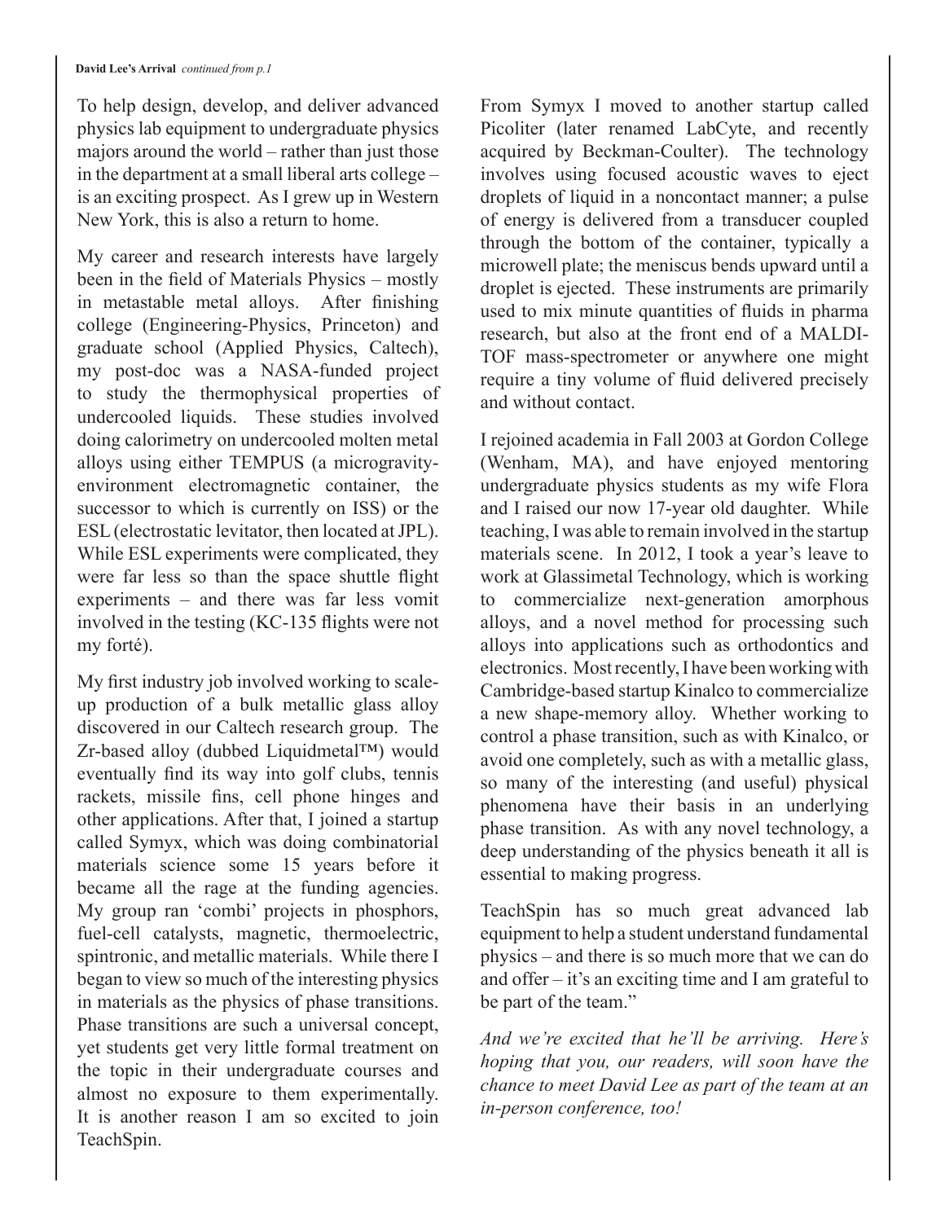**David Lee's Arrival** *continued from p.1*

To help design, develop, and deliver advanced physics lab equipment to undergraduate physics majors around the world – rather than just those in the department at a small liberal arts college – is an exciting prospect. As I grew up in Western New York, this is also a return to home.

My career and research interests have largely been in the field of Materials Physics – mostly in metastable metal alloys. After finishing college (Engineering-Physics, Princeton) and graduate school (Applied Physics, Caltech), my post-doc was a NASA-funded project to study the thermophysical properties of undercooled liquids. These studies involved doing calorimetry on undercooled molten metal alloys using either TEMPUS (a microgravity-environment electromagnetic container, the successor to which is currently on ISS) or the ESL (electrostatic levitator, then located at JPL). While ESL experiments were complicated, they were far less so than the space shuttle flight experiments – and there was far less vomit involved in the testing (KC-135 flights were not my forté).

My first industry job involved working to scale-up production of a bulk metallic glass alloy discovered in our Caltech research group. The Zr-based alloy (dubbed Liquidmetal™) would eventually find its way into golf clubs, tennis rackets, missile fins, cell phone hinges and other applications. After that, I joined a startup called Symyx, which was doing combinatorial materials science some 15 years before it became all the rage at the funding agencies. My group ran 'combi' projects in phosphors, fuel-cell catalysts, magnetic, thermoelectric, spintronic, and metallic materials. While there I began to view so much of the interesting physics in materials as the physics of phase transitions. Phase transitions are such a universal concept, yet students get very little formal treatment on the topic in their undergraduate courses and almost no exposure to them experimentally. It is another reason I am so excited to join TeachSpin.

From Symyx I moved to another startup called Picoliter (later renamed LabCyte, and recently acquired by Beckman-Coulter). The technology involves using focused acoustic waves to eject droplets of liquid in a noncontact manner; a pulse of energy is delivered from a transducer coupled through the bottom of the container, typically a microwell plate; the meniscus bends upward until a droplet is ejected. These instruments are primarily used to mix minute quantities of fluids in pharma research, but also at the front end of a MALDI-TOF mass-spectrometer or anywhere one might require a tiny volume of fluid delivered precisely and without contact.

I rejoined academia in Fall 2003 at Gordon College (Wenham, MA), and have enjoyed mentoring undergraduate physics students as my wife Flora and I raised our now 17-year old daughter. While teaching, I was able to remain involved in the startup materials scene. In 2012, I took a year's leave to work at Glassimetal Technology, which is working to commercialize next-generation amorphous alloys, and a novel method for processing such alloys into applications such as orthodontics and electronics. Most recently, I have been working with Cambridge-based startup Kinalco to commercialize a new shape-memory alloy. Whether working to control a phase transition, such as with Kinalco, or avoid one completely, such as with a metallic glass, so many of the interesting (and useful) physical phenomena have their basis in an underlying phase transition. As with any novel technology, a deep understanding of the physics beneath it all is essential to making progress.

TeachSpin has so much great advanced lab equipment to help a student understand fundamental physics – and there is so much more that we can do and offer – it's an exciting time and I am grateful to be part of the team."

*And we're excited that he'll be arriving. Here's hoping that you, our readers, will soon have the chance to meet David Lee as part of the team at an in-person conference, too!*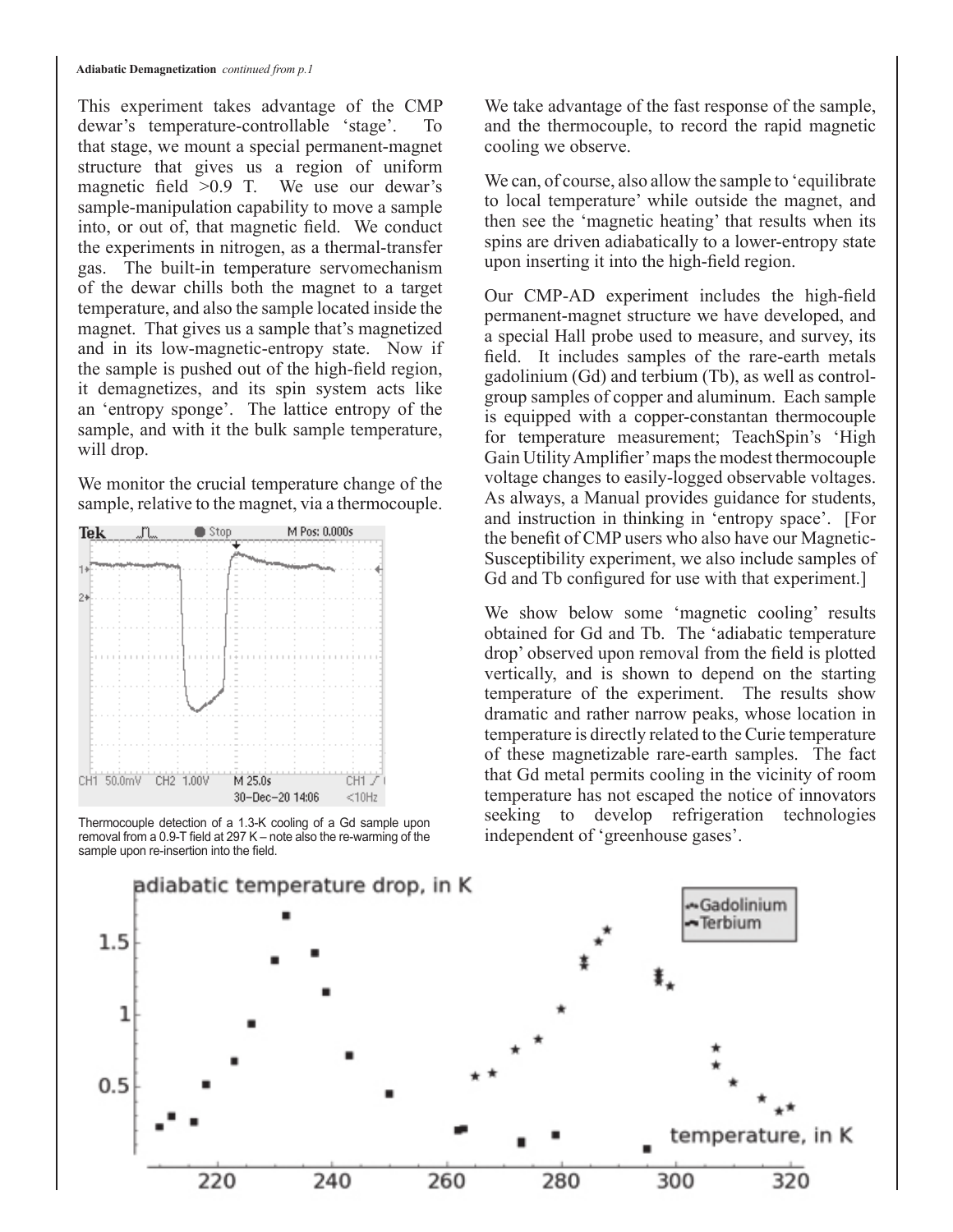**Adiabatic Demagnetization** *continued from p.1*

This experiment takes advantage of the CMP dewar's temperature-controllable 'stage'. To that stage, we mount a special permanent-magnet structure that gives us a region of uniform magnetic field >0.9 T. We use our dewar's sample-manipulation capability to move a sample into, or out of, that magnetic field. We conduct the experiments in nitrogen, as a thermal-transfer gas. The built-in temperature servomechanism of the dewar chills both the magnet to a target temperature, and also the sample located inside the magnet. That gives us a sample that's magnetized and in its low-magnetic-entropy state. Now if the sample is pushed out of the high-field region, it demagnetizes, and its spin system acts like an 'entropy sponge'. The lattice entropy of the sample, and with it the bulk sample temperature, will drop.

We monitor the crucial temperature change of the sample, relative to the magnet, via a thermocouple.

Thermocouple detection of a 1.3-K cooling of a Gd sample upon removal from a 0.9-T field at 297 K – note also the re-warming of the sample upon re-insertion into the field.

We take advantage of the fast response of the sample, and the thermocouple, to record the rapid magnetic cooling we observe.

We can, of course, also allow the sample to 'equilibrate to local temperature' while outside the magnet, and then see the 'magnetic heating' that results when its spins are driven adiabatically to a lower-entropy state upon inserting it into the high-field region.

Our CMP-AD experiment includes the high-field permanent-magnet structure we have developed, and a special Hall probe used to measure, and survey, its field. It includes samples of the rare-earth metals gadolinium (Gd) and terbium (Tb), as well as control-group samples of copper and aluminum. Each sample is equipped with a copper-constantan thermocouple for temperature measurement; TeachSpin's 'High Gain Utility Amplifier' maps the modest thermocouple voltage changes to easily-logged observable voltages. As always, a Manual provides guidance for students, and instruction in thinking in 'entropy space'. [For the benefit of CMP users who also have our Magnetic-Susceptibility experiment, we also include samples of Gd and Tb configured for use with that experiment.]

We show below some 'magnetic cooling' results obtained for Gd and Tb. The 'adiabatic temperature drop' observed upon removal from the field is plotted vertically, and is shown to depend on the starting temperature of the experiment. The results show dramatic and rather narrow peaks, whose location in temperature is directly related to the Curie temperature of these magnetizable rare-earth samples. The fact that Gd metal permits cooling in the vicinity of room temperature has not escaped the notice of innovators seeking to develop refrigeration technologies independent of 'greenhouse gases'.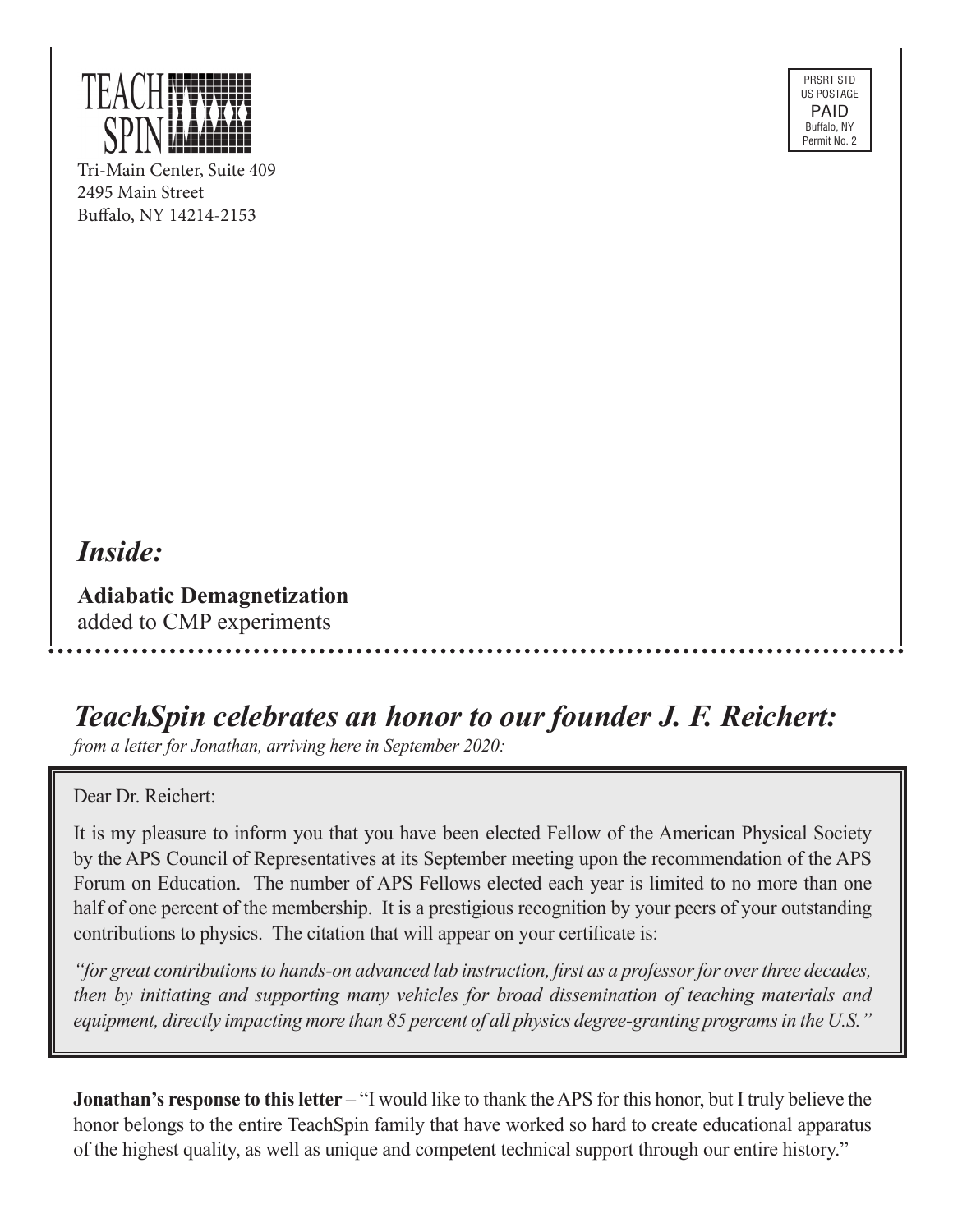TEACH SPIN

Tri-Main Center, Suite 409
2495 Main Street
Buffalo, NY 14214-2153

PRSRT STD
US POSTAGE
PAID
Buffalo, NY
Permit No. 2

## *Inside:*

**Adiabatic Demagnetization**
added to CMP experiments

## *TeachSpin celebrates an honor to our founder J. F. Reichert:*

*from a letter for Jonathan, arriving here in September 2020:*

> Dear Dr. Reichert:
>
> It is my pleasure to inform you that you have been elected Fellow of the American Physical Society by the APS Council of Representatives at its September meeting upon the recommendation of the APS Forum on Education. The number of APS Fellows elected each year is limited to no more than one half of one percent of the membership. It is a prestigious recognition by your peers of your outstanding contributions to physics. The citation that will appear on your certificate is:
>
> *"for great contributions to hands-on advanced lab instruction, first as a professor for over three decades, then by initiating and supporting many vehicles for broad dissemination of teaching materials and equipment, directly impacting more than 85 percent of all physics degree-granting programs in the U.S."*

**Jonathan's response to this letter** – "I would like to thank the APS for this honor, but I truly believe the honor belongs to the entire TeachSpin family that have worked so hard to create educational apparatus of the highest quality, as well as unique and competent technical support through our entire history."